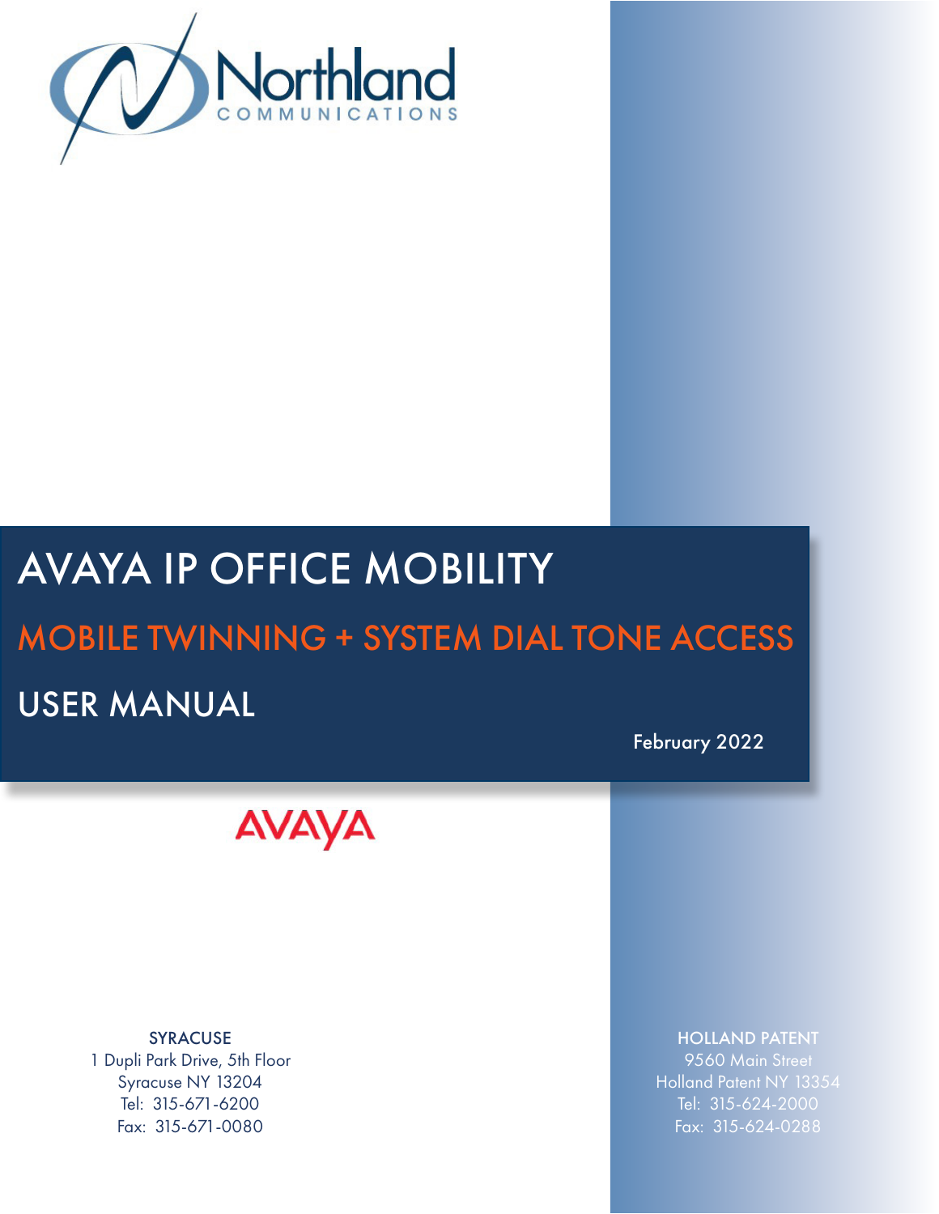Northland
COMMUNICATIONS

# AVAYA IP OFFICE MOBILITY

## MOBILE TWINNING + SYSTEM DIAL TONE ACCESS

## USER MANUAL

February 2022

AVAYA

SYRACUSE
1 Dupli Park Drive, 5th Floor
Syracuse NY 13204
Tel: 315-671-6200
Fax: 315-671-0080

HOLLAND PATENT
9560 Main Street
Holland Patent NY 13354
Tel: 315-624-2000
Fax: 315-624-0288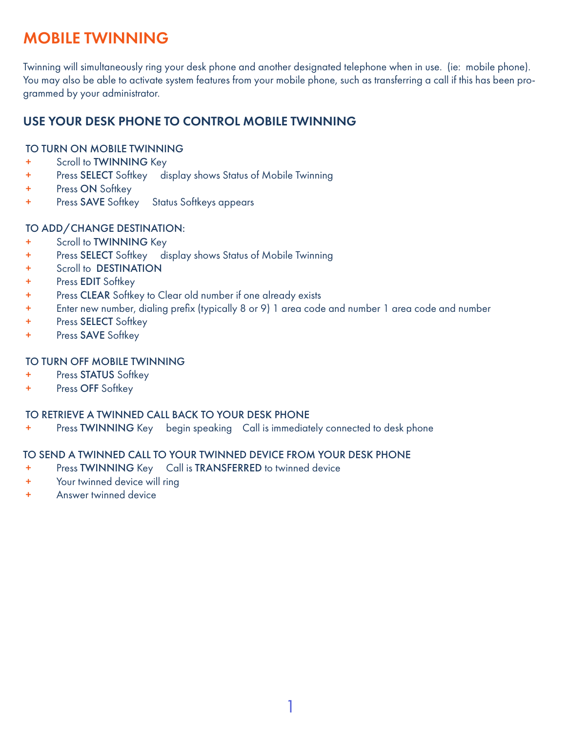# MOBILE TWINNING

Twinning will simultaneously ring your desk phone and another designated telephone when in use. (ie: mobile phone). You may also be able to activate system features from your mobile phone, such as transferring a call if this has been programmed by your administrator.

## USE YOUR DESK PHONE TO CONTROL MOBILE TWINNING

### TO TURN ON MOBILE TWINNING

+ Scroll to **TWINNING** Key
+ Press **SELECT** Softkey display shows Status of Mobile Twinning
+ Press **ON** Softkey
+ Press **SAVE** Softkey Status Softkeys appears

### TO ADD/CHANGE DESTINATION:

+ Scroll to **TWINNING** Key
+ Press **SELECT** Softkey display shows Status of Mobile Twinning
+ Scroll to **DESTINATION**
+ Press **EDIT** Softkey
+ Press **CLEAR** Softkey to Clear old number if one already exists
+ Enter new number, dialing prefix (typically 8 or 9) 1 area code and number 1 area code and number
+ Press **SELECT** Softkey
+ Press **SAVE** Softkey

### TO TURN OFF MOBILE TWINNING

+ Press **STATUS** Softkey
+ Press **OFF** Softkey

### TO RETRIEVE A TWINNED CALL BACK TO YOUR DESK PHONE

+ Press **TWINNING** Key begin speaking Call is immediately connected to desk phone

### TO SEND A TWINNED CALL TO YOUR TWINNED DEVICE FROM YOUR DESK PHONE

+ Press **TWINNING** Key Call is **TRANSFERRED** to twinned device
+ Your twinned device will ring
+ Answer twinned device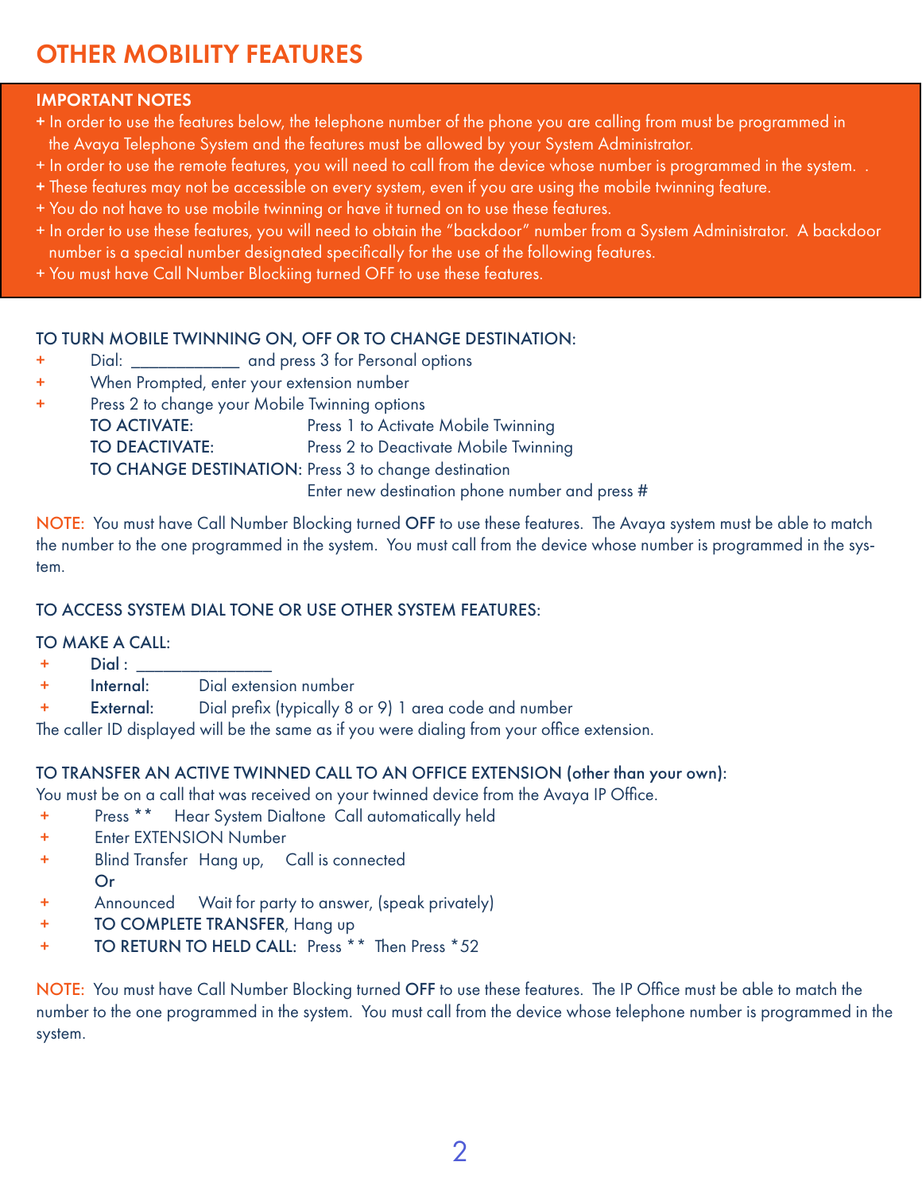# OTHER MOBILITY FEATURES

**IMPORTANT NOTES**

+ In order to use the features below, the telephone number of the phone you are calling from must be programmed in the Avaya Telephone System and the features must be allowed by your System Administrator.
+ In order to use the remote features, you will need to call from the device whose number is programmed in the system.  .
+ These features may not be accessible on every system, even if you are using the mobile twinning feature.
+ You do not have to use mobile twinning or have it turned on to use these features.
+ In order to use these features, you will need to obtain the "backdoor" number from a System Administrator.  A backdoor number is a special number designated specifically for the use of the following features.
+ You must have Call Number Blocking turned OFF to use these features.

## TO TURN MOBILE TWINNING ON, OFF OR TO CHANGE DESTINATION:

+ Dial: ____________ and press 3 for Personal options
+ When Prompted, enter your extension number
+ Press 2 to change your Mobile Twinning options

**TO ACTIVATE:** Press 1 to Activate Mobile Twinning

**TO DEACTIVATE:** Press 2 to Deactivate Mobile Twinning

**TO CHANGE DESTINATION:** Press 3 to change destination
Enter new destination phone number and press #

NOTE:  You must have Call Number Blocking turned **OFF** to use these features.  The Avaya system must be able to match the number to the one programmed in the system.  You must call from the device whose number is programmed in the system.

## TO ACCESS SYSTEM DIAL TONE OR USE OTHER SYSTEM FEATURES:

## TO MAKE A CALL:

+ **Dial :** ________________
+ **Internal:** Dial extension number
+ **External:** Dial prefix (typically 8 or 9) 1 area code and number

The caller ID displayed will be the same as if you were dialing from your office extension.

## TO TRANSFER AN ACTIVE TWINNED CALL TO AN OFFICE EXTENSION (other than your own):

You must be on a call that was received on your twinned device from the Avaya IP Office.

+ Press ** Hear System Dialtone Call automatically held
+ Enter EXTENSION Number
+ Blind Transfer Hang up, Call is connected

**Or**

+ Announced Wait for party to answer, (speak privately)
+ **TO COMPLETE TRANSFER**, Hang up
+ **TO RETURN TO HELD CALL:** Press ** Then Press *52

NOTE:  You must have Call Number Blocking turned **OFF** to use these features.  The IP Office must be able to match the number to the one programmed in the system.  You must call from the device whose telephone number is programmed in the system.